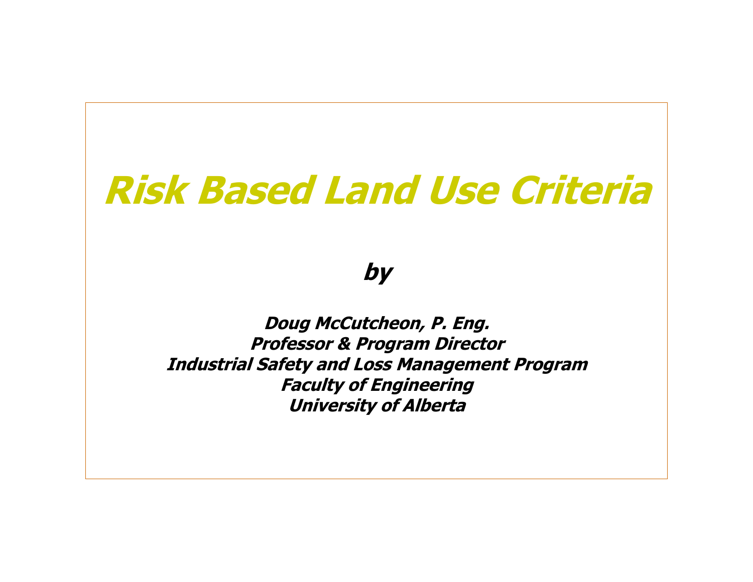# *Risk Based Land Use Criteria*

***by***

***Doug McCutcheon, P. Eng.***
***Professor & Program Director***
***Industrial Safety and Loss Management Program***
***Faculty of Engineering***
***University of Alberta***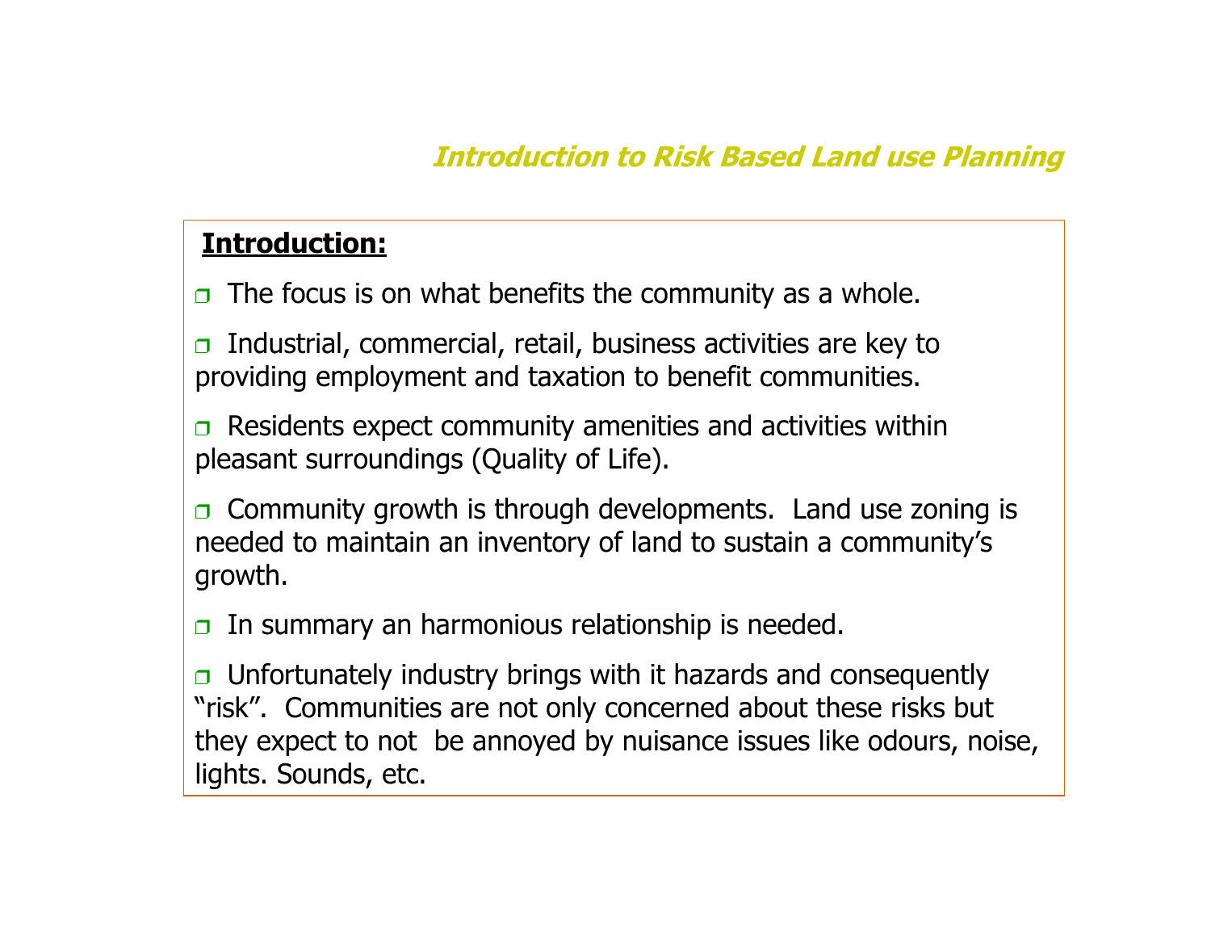## Introduction to Risk Based Land use Planning

**Introduction:**

- The focus is on what benefits the community as a whole.
- Industrial, commercial, retail, business activities are key to providing employment and taxation to benefit communities.
- Residents expect community amenities and activities within pleasant surroundings (Quality of Life).
- Community growth is through developments. Land use zoning is needed to maintain an inventory of land to sustain a community's growth.
- In summary an harmonious relationship is needed.
- Unfortunately industry brings with it hazards and consequently "risk". Communities are not only concerned about these risks but they expect to not be annoyed by nuisance issues like odours, noise, lights. Sounds, etc.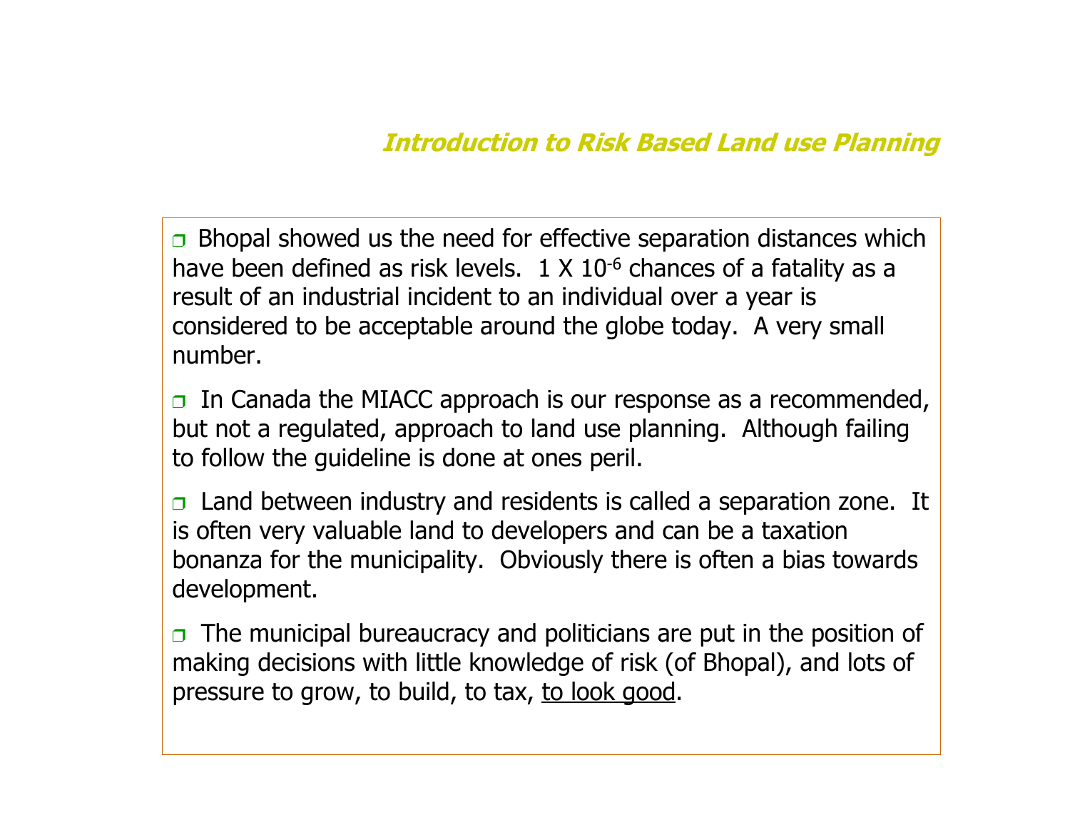## *Introduction to Risk Based Land use Planning*

- Bhopal showed us the need for effective separation distances which have been defined as risk levels. $1 \times 10^{-6}$ chances of a fatality as a result of an industrial incident to an individual over a year is considered to be acceptable around the globe today. A very small number.
- In Canada the MIACC approach is our response as a recommended, but not a regulated, approach to land use planning. Although failing to follow the guideline is done at ones peril.
- Land between industry and residents is called a separation zone. It is often very valuable land to developers and can be a taxation bonanza for the municipality. Obviously there is often a bias towards development.
- The municipal bureaucracy and politicians are put in the position of making decisions with little knowledge of risk (of Bhopal), and lots of pressure to grow, to build, to tax, <u>to look good</u>.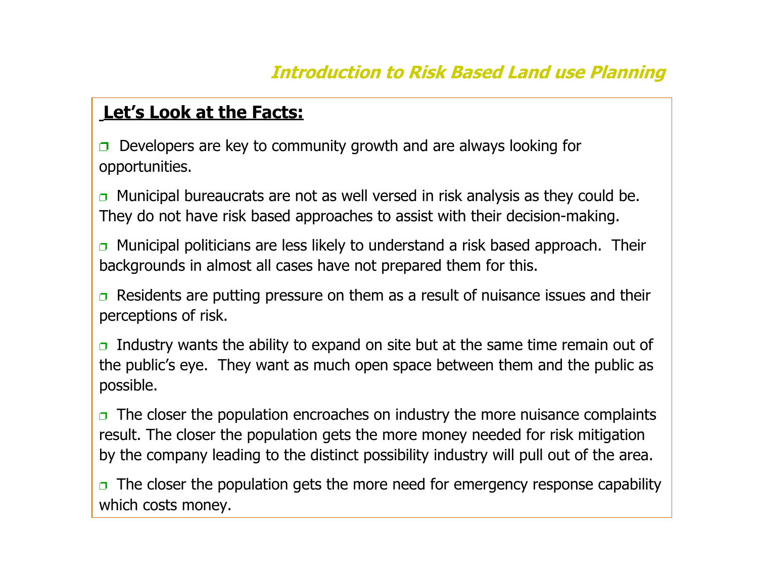## Introduction to Risk Based Land use Planning

**Let's Look at the Facts:**

- Developers are key to community growth and are always looking for opportunities.
- Municipal bureaucrats are not as well versed in risk analysis as they could be. They do not have risk based approaches to assist with their decision-making.
- Municipal politicians are less likely to understand a risk based approach. Their backgrounds in almost all cases have not prepared them for this.
- Residents are putting pressure on them as a result of nuisance issues and their perceptions of risk.
- Industry wants the ability to expand on site but at the same time remain out of the public's eye. They want as much open space between them and the public as possible.
- The closer the population encroaches on industry the more nuisance complaints result. The closer the population gets the more money needed for risk mitigation by the company leading to the distinct possibility industry will pull out of the area.
- The closer the population gets the more need for emergency response capability which costs money.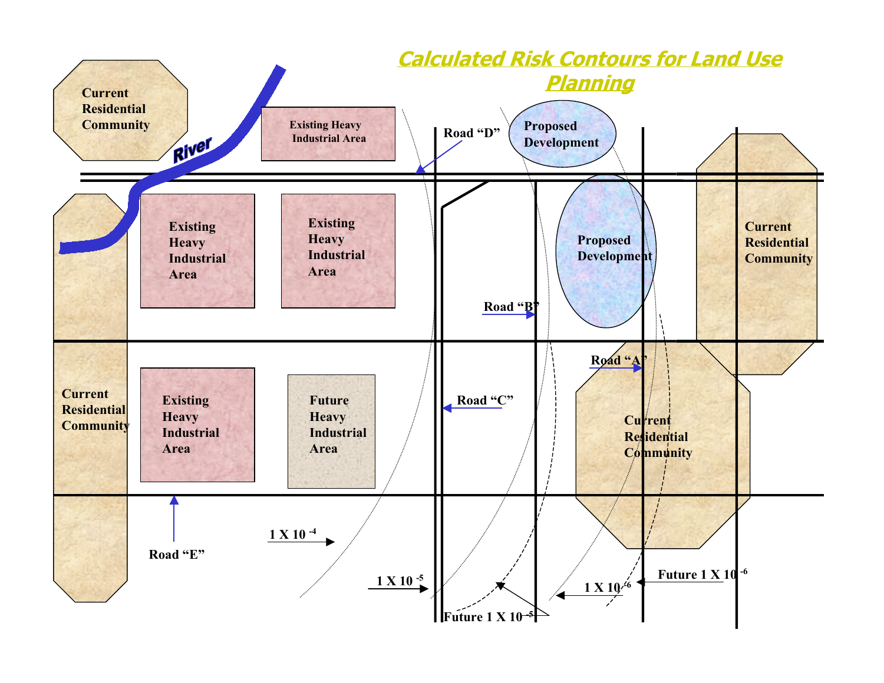# Calculated Risk Contours for Land Use Planning

Current Residential Community

River

Existing Heavy Industrial Area

Road "D"

Proposed Development

Existing Heavy Industrial Area

Existing Heavy Industrial Area

Proposed Development

Current Residential Community

Road "B"

Road "A"

Current Residential Community

Existing Heavy Industrial Area

Future Heavy Industrial Area

Road "C"

Current Residential Community

Road "E"

$1 \times 10^{-4}$

$1 \times 10^{-5}$

Future $1 \times 10^{-5}$

$1 \times 10^{-6}$

Future $1 \times 10^{-6}$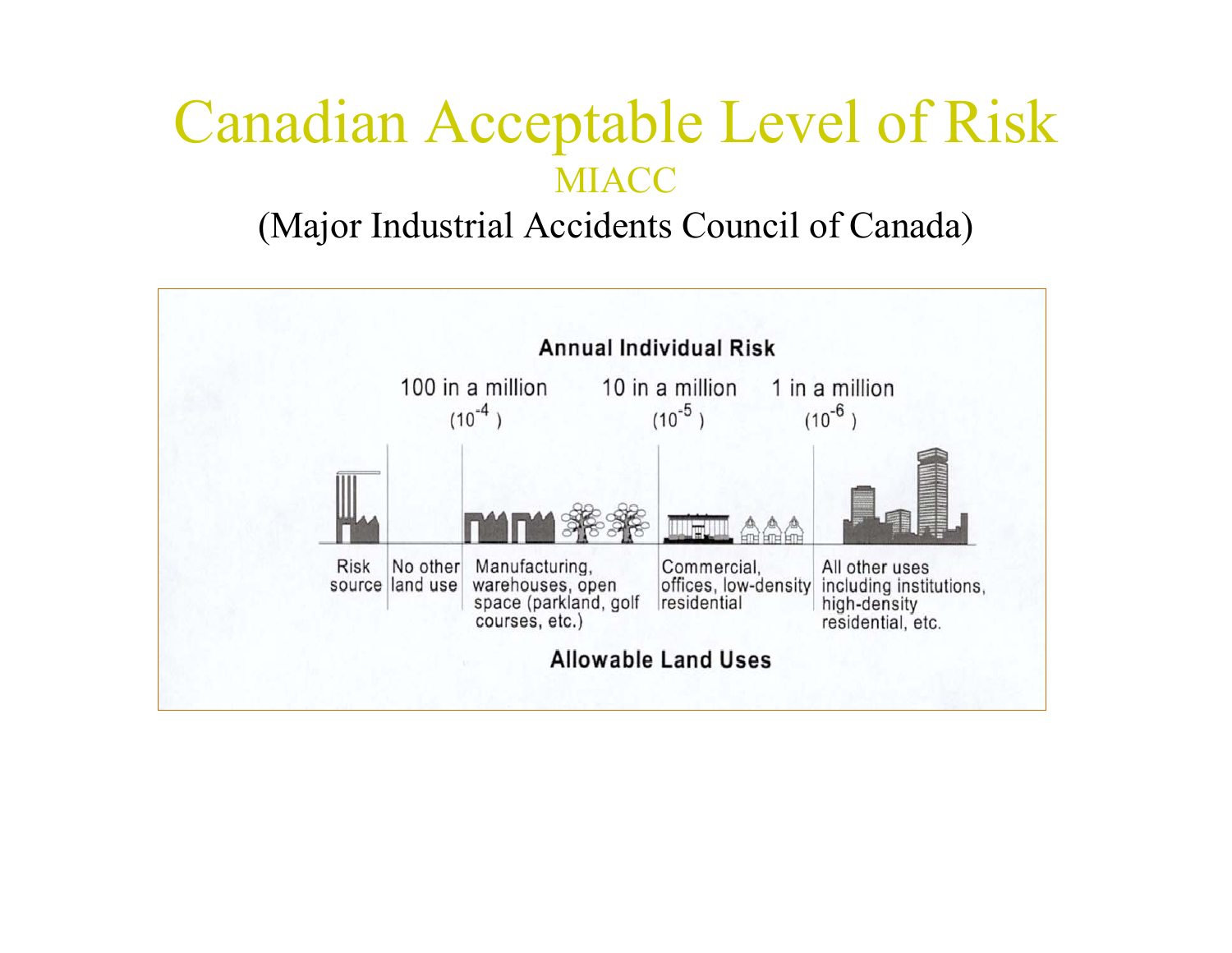# Canadian Acceptable Level of Risk

## MIACC

(Major Industrial Accidents Council of Canada)

**Annual Individual Risk**

| Risk source | No other land use | Manufacturing, warehouses, open space (parkland, golf courses, etc.) | Commercial, offices, low-density residential | All other uses including institutions, high-density residential, etc. |
| --- | --- | --- | --- | --- |
| | 100 in a million ($10^{-4}$) | | 10 in a million ($10^{-5}$) | 1 in a million ($10^{-6}$) |

**Allowable Land Uses**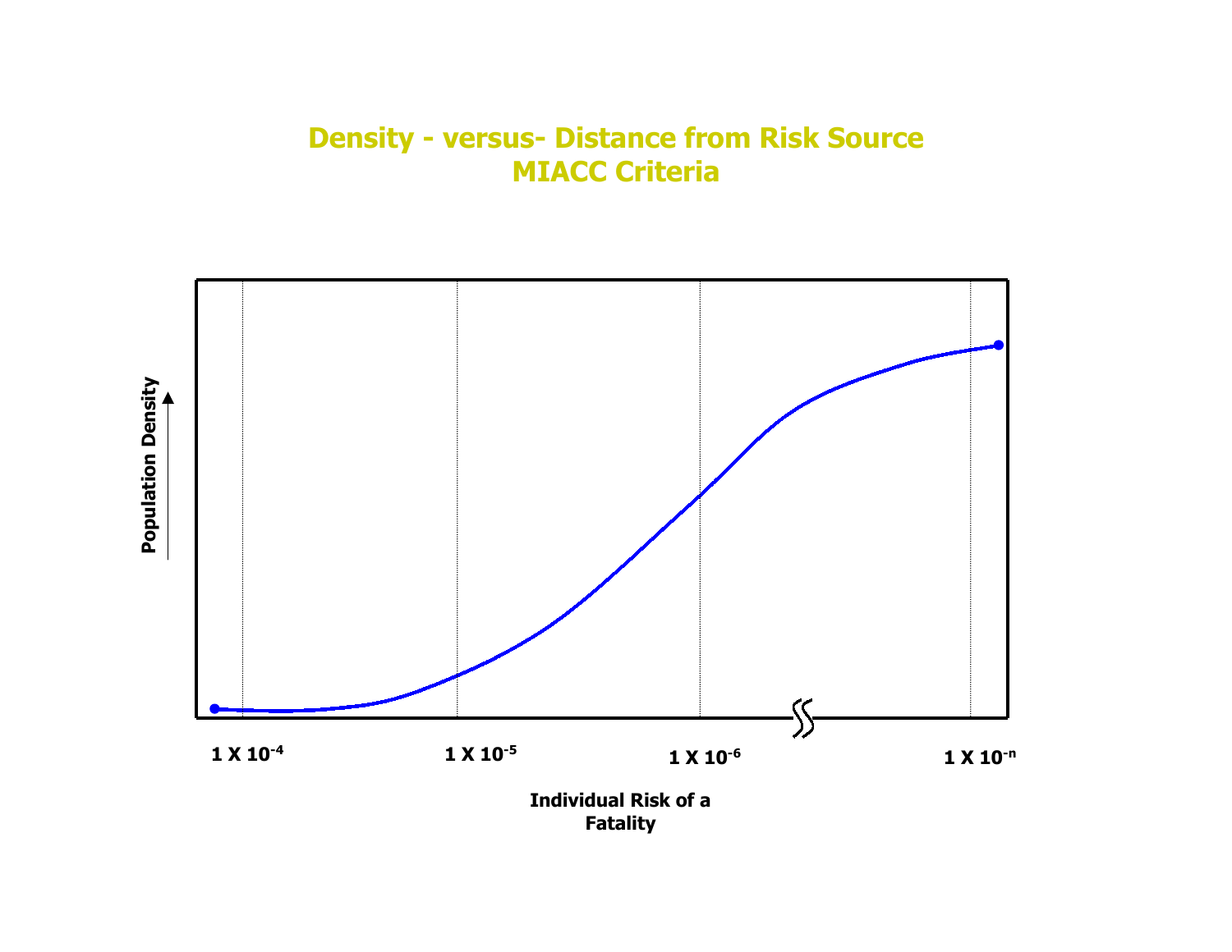# Density - versus- Distance from Risk Source
## MIACC Criteria

Population Density

$1 \times 10^{-4}$

$1 \times 10^{-5}$

$1 \times 10^{-6}$

$1 \times 10^{-n}$

Individual Risk of a Fatality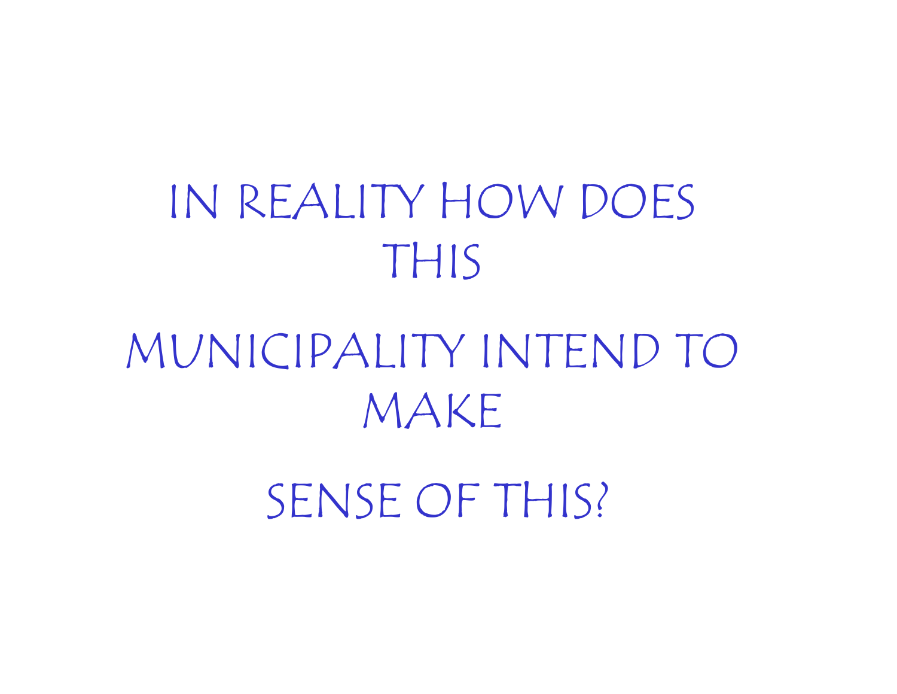IN REALITY HOW DOES THIS

MUNICIPALITY INTEND TO MAKE

SENSE OF THIS?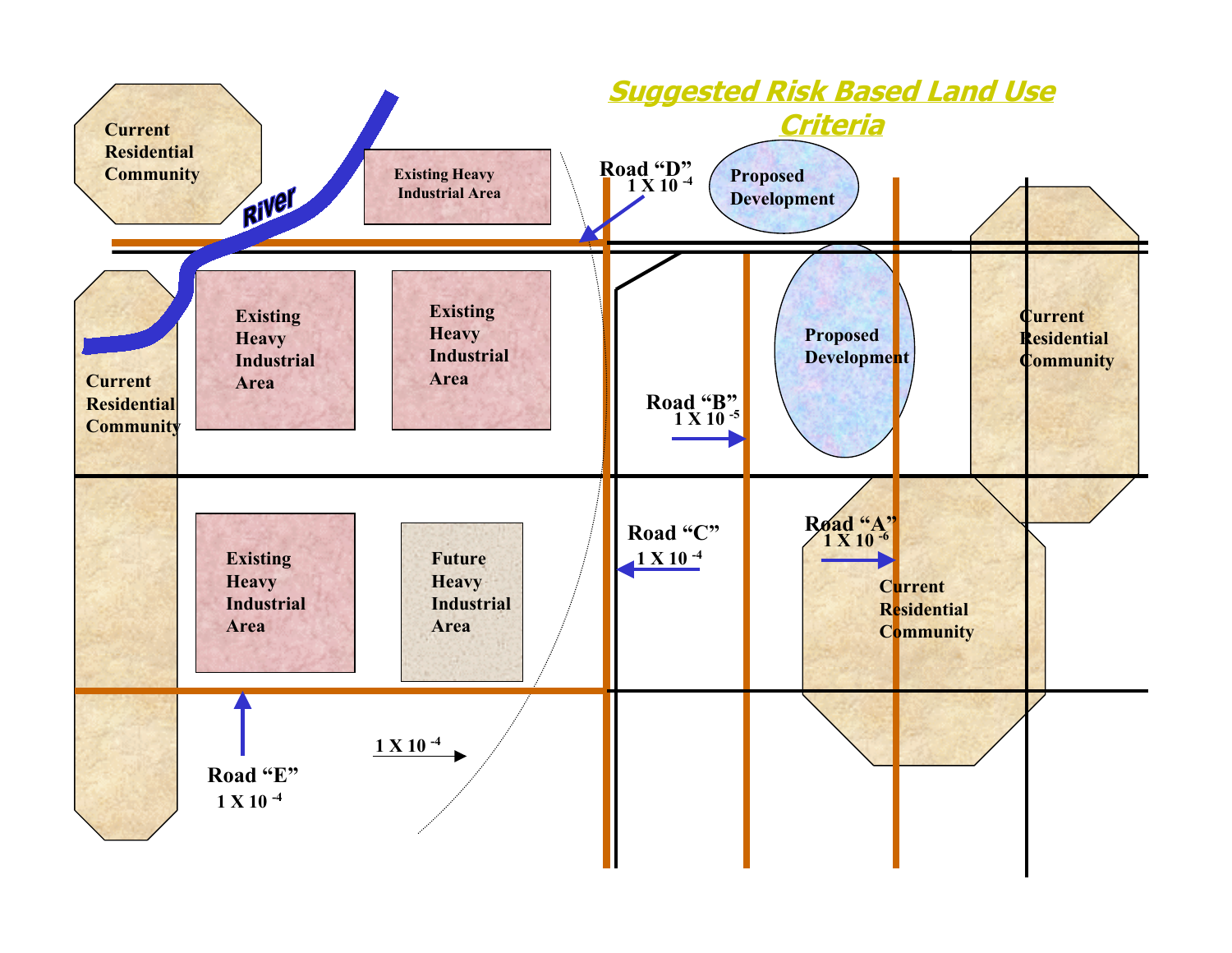# Suggested Risk Based Land Use Criteria

Current Residential Community

River

Existing Heavy Industrial Area

Road "D"
$1 \times 10^{-4}$

Proposed Development

Current Residential Community

Existing Heavy Industrial Area

Existing Heavy Industrial Area

Proposed Development

Current Residential Community

Road "B"
$1 \times 10^{-5}$

Existing Heavy Industrial Area

Future Heavy Industrial Area

Road "C"
$1 \times 10^{-4}$

Road "A"
$1 \times 10^{-6}$

Current Residential Community

$1 \times 10^{-4}$

Road "E"
$1 \times 10^{-4}$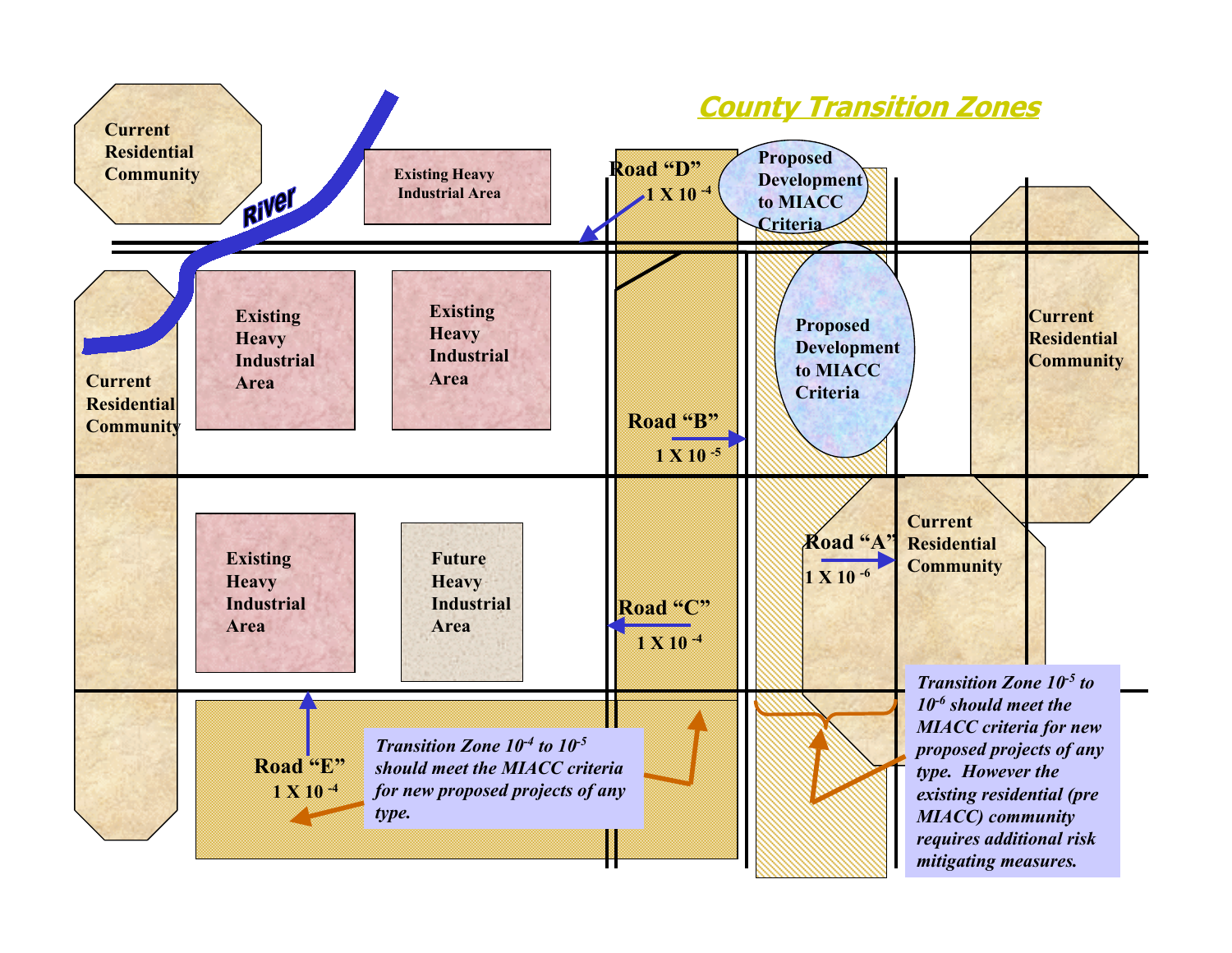## County Transition Zones

Current Residential Community

River

Existing Heavy Industrial Area

Road "D"
$1 \times 10^{-4}$

Proposed Development to MIACC Criteria

Current Residential Community

Existing Heavy Industrial Area

Existing Heavy Industrial Area

Road "B"
$1 \times 10^{-5}$

Proposed Development to MIACC Criteria

Current Residential Community

Existing Heavy Industrial Area

Future Heavy Industrial Area

Road "C"
$1 \times 10^{-4}$

Road "A"
$1 \times 10^{-6}$

Current Residential Community

Road "E"
$1 \times 10^{-4}$

*Transition Zone $10^{-4}$ to $10^{-5}$ should meet the MIACC criteria for new proposed projects of any type.*

*Transition Zone $10^{-5}$ to $10^{-6}$ should meet the MIACC criteria for new proposed projects of any type. However the existing residential (pre MIACC) community requires additional risk mitigating measures.*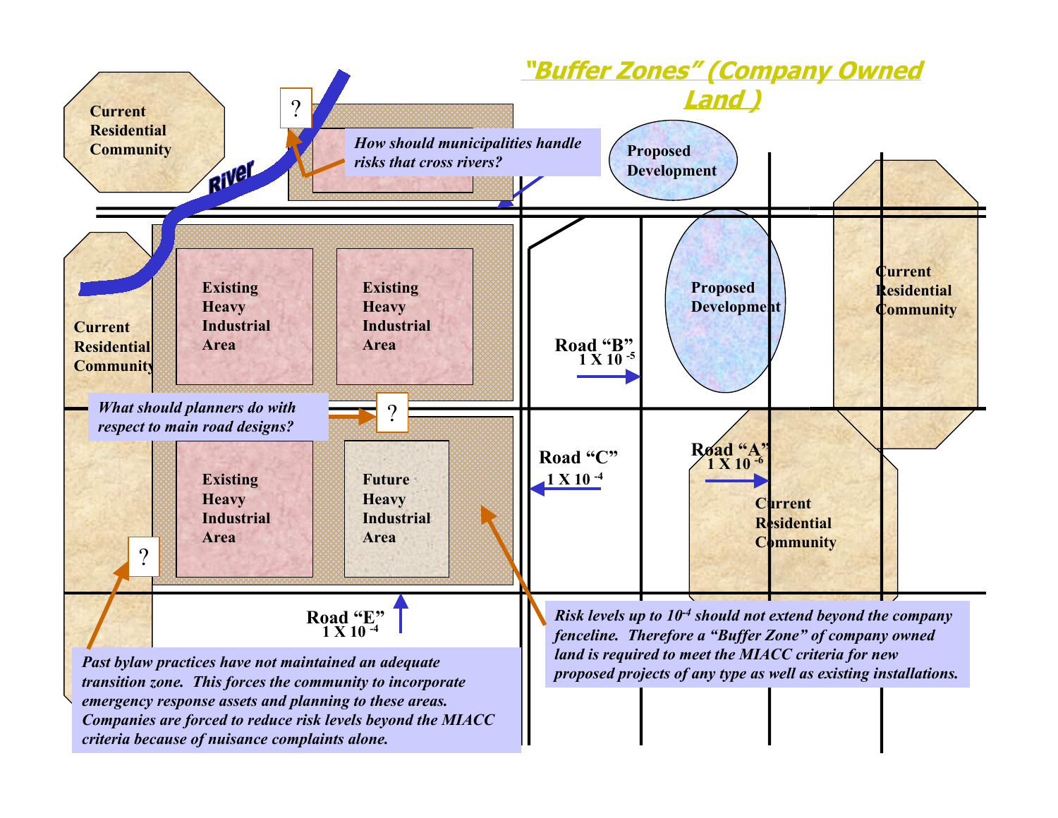# *"Buffer Zones" (Company Owned Land )*

Current Residential Community

River

?

*How should municipalities handle risks that cross rivers?*

Proposed Development

Existing Heavy Industrial Area

Existing Heavy Industrial Area

Current Residential Community

Proposed Development

Current Residential Community

Road "B" $1 \times 10^{-5}$

*What should planners do with respect to main road designs?*

?

Road "C" $1 \times 10^{-4}$

Road "A" $1 \times 10^{-6}$

Existing Heavy Industrial Area

Future Heavy Industrial Area

Current Residential Community

?

Road "E" $1 \times 10^{-4}$

*Risk levels up to $10^{-4}$ should not extend beyond the company fenceline. Therefore a "Buffer Zone" of company owned land is required to meet the MIACC criteria for new proposed projects of any type as well as existing installations.*

*Past bylaw practices have not maintained an adequate transition zone. This forces the community to incorporate emergency response assets and planning to these areas. Companies are forced to reduce risk levels beyond the MIACC criteria because of nuisance complaints alone.*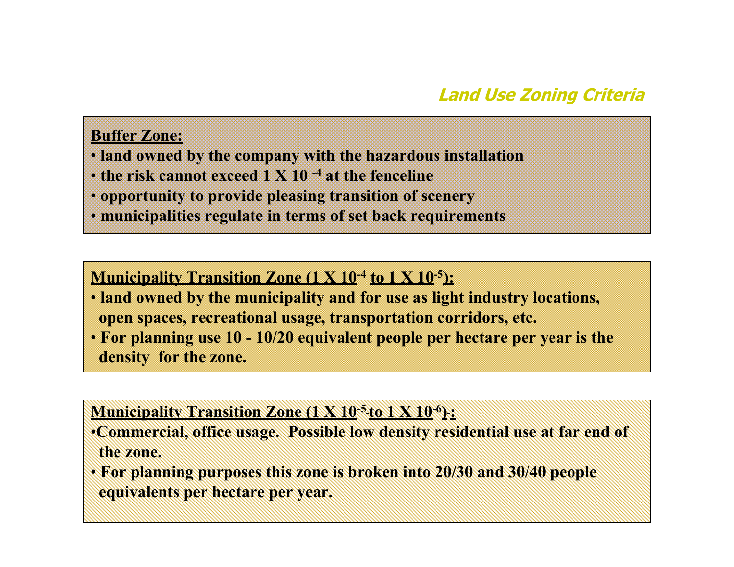## *Land Use Zoning Criteria*

**Buffer Zone:**

- **land owned by the company with the hazardous installation**
- **the risk cannot exceed $1 \times 10^{-4}$ at the fenceline**
- **opportunity to provide pleasing transition of scenery**
- **municipalities regulate in terms of set back requirements**

**Municipality Transition Zone ($1 \times 10^{-4}$ to $1 \times 10^{-5}$):**

- **land owned by the municipality and for use as light industry locations, open spaces, recreational usage, transportation corridors, etc.**
- **For planning use 10 - 10/20 equivalent people per hectare per year is the density for the zone.**

**Municipality Transition Zone ($1 \times 10^{-5}$ to $1 \times 10^{-6}$):**

- **Commercial, office usage. Possible low density residential use at far end of the zone.**
- **For planning purposes this zone is broken into 20/30 and 30/40 people equivalents per hectare per year.**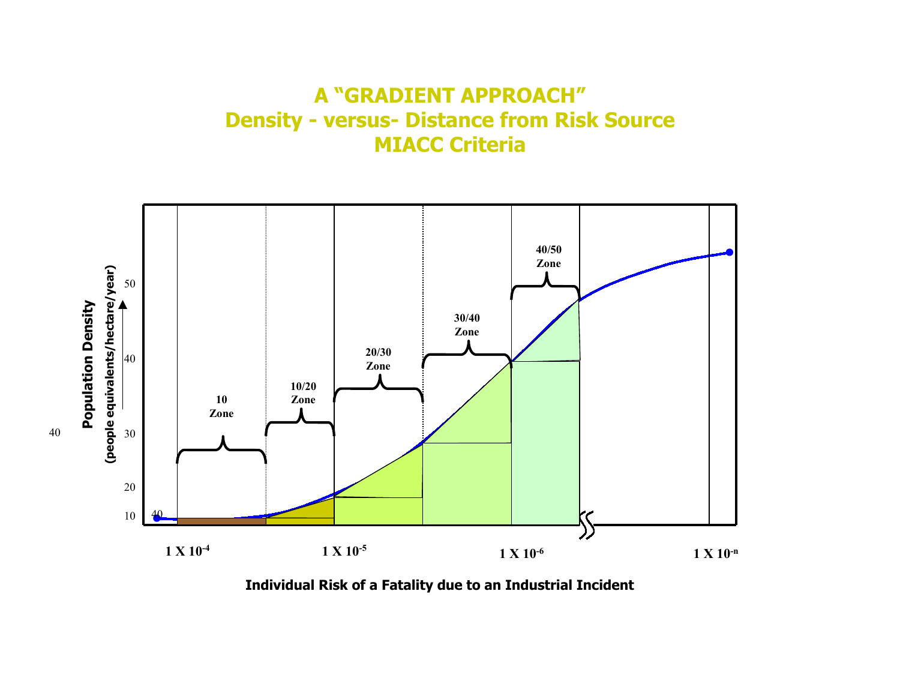# A "GRADIENT APPROACH"
## Density - versus- Distance from Risk Source
## MIACC Criteria

Population Density (people equivalents/hectare/year)

50

40

40

30

20

10

40

10 Zone

10/20 Zone

20/30 Zone

30/40 Zone

40/50 Zone

$1 \times 10^{-4}$ $1 \times 10^{-5}$ $1 \times 10^{-6}$ $1 \times 10^{-n}$

**Individual Risk of a Fatality due to an Industrial Incident**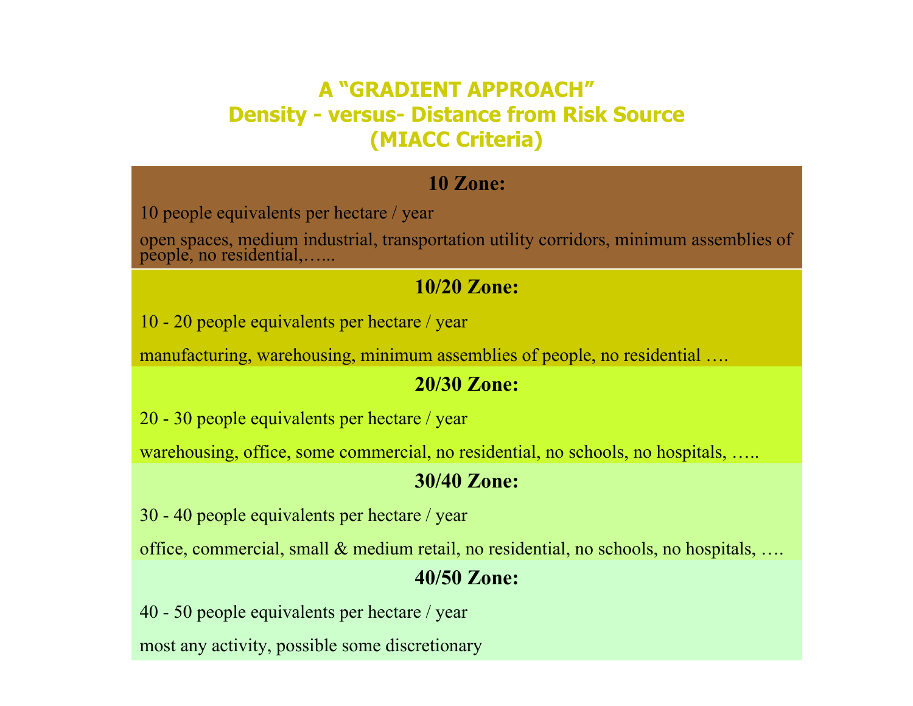# A "GRADIENT APPROACH"
## Density - versus- Distance from Risk Source
## (MIACC Criteria)

**10 Zone:**

10 people equivalents per hectare / year

open spaces, medium industrial, transportation utility corridors, minimum assemblies of people, no residential,…...

**10/20 Zone:**

10 - 20 people equivalents per hectare / year

manufacturing, warehousing, minimum assemblies of people, no residential ….

**20/30 Zone:**

20 - 30 people equivalents per hectare / year

warehousing, office, some commercial, no residential, no schools, no hospitals, …..

**30/40 Zone:**

30 - 40 people equivalents per hectare / year

office, commercial, small & medium retail, no residential, no schools, no hospitals, ….

**40/50 Zone:**

40 - 50 people equivalents per hectare / year

most any activity, possible some discretionary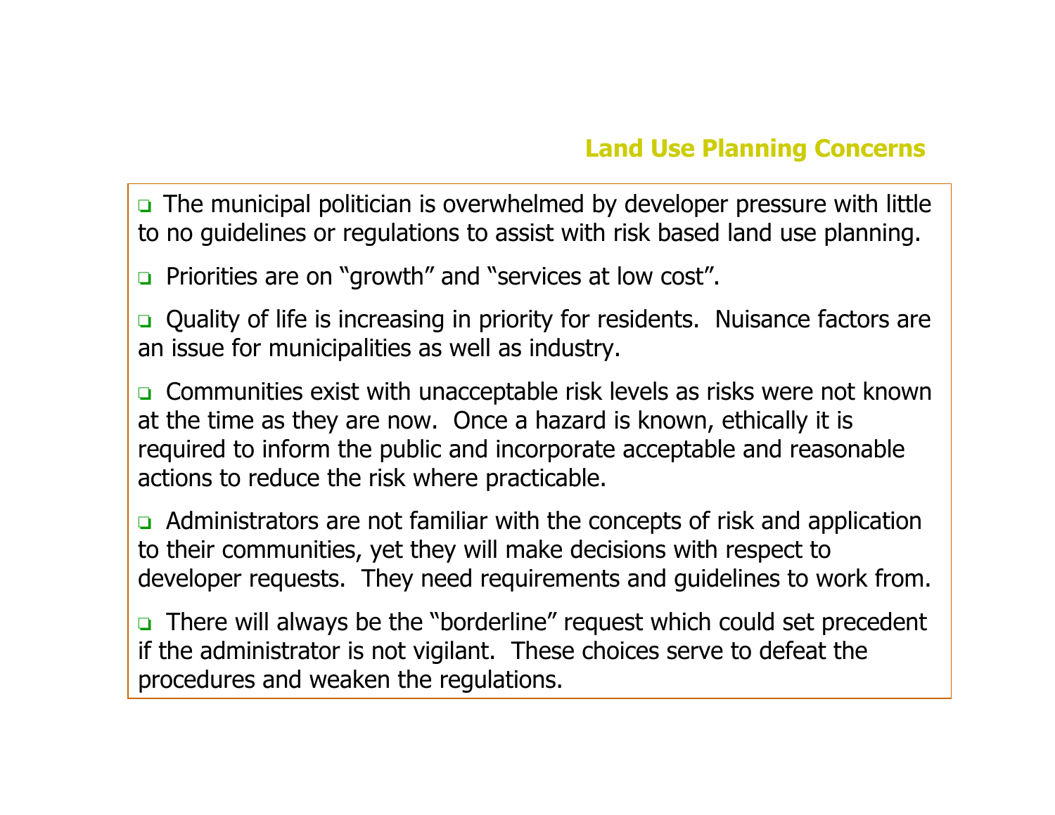## Land Use Planning Concerns

- The municipal politician is overwhelmed by developer pressure with little to no guidelines or regulations to assist with risk based land use planning.
- Priorities are on “growth” and “services at low cost”.
- Quality of life is increasing in priority for residents. Nuisance factors are an issue for municipalities as well as industry.
- Communities exist with unacceptable risk levels as risks were not known at the time as they are now. Once a hazard is known, ethically it is required to inform the public and incorporate acceptable and reasonable actions to reduce the risk where practicable.
- Administrators are not familiar with the concepts of risk and application to their communities, yet they will make decisions with respect to developer requests. They need requirements and guidelines to work from.
- There will always be the “borderline” request which could set precedent if the administrator is not vigilant. These choices serve to defeat the procedures and weaken the regulations.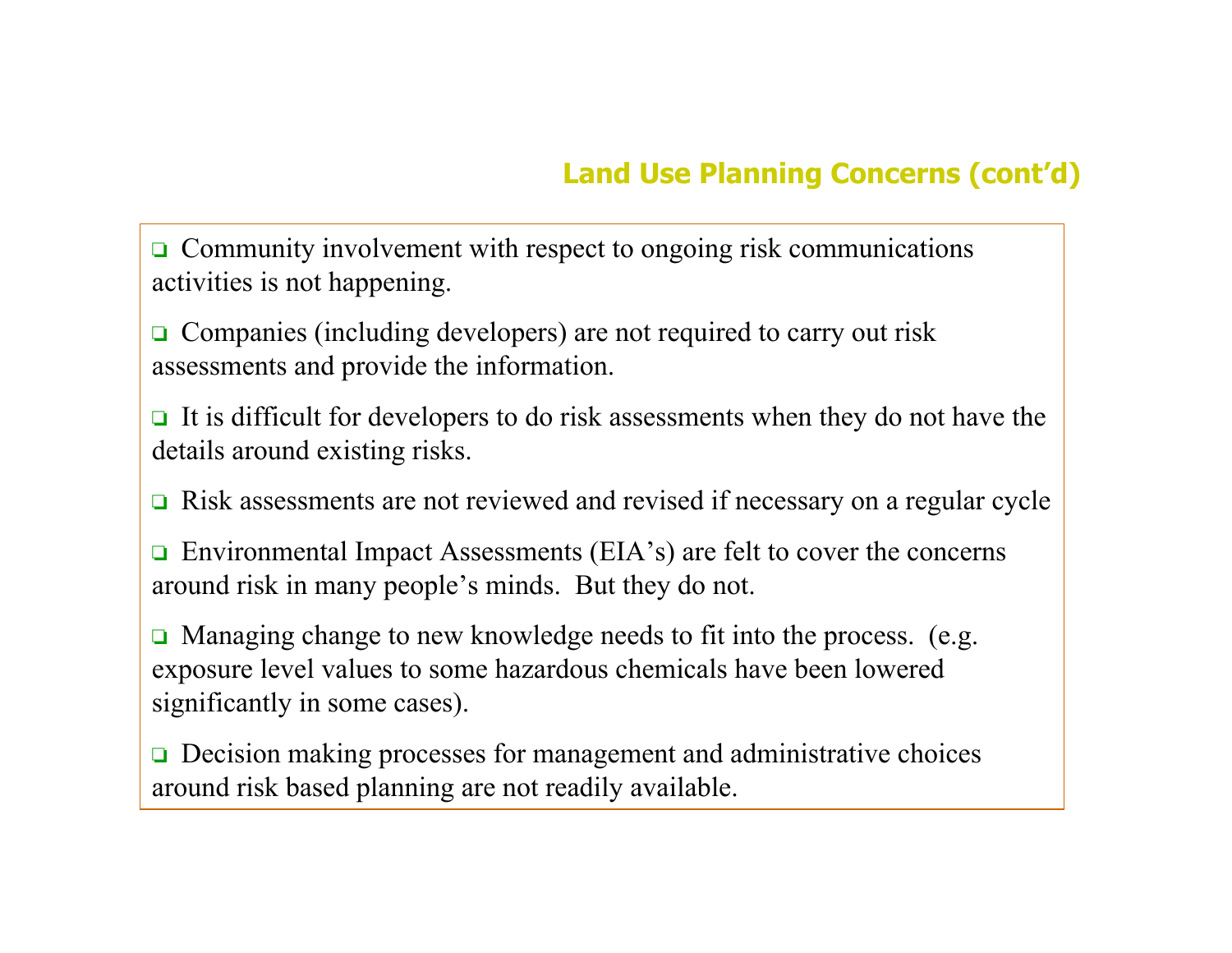## Land Use Planning Concerns (cont'd)

- Community involvement with respect to ongoing risk communications activities is not happening.
- Companies (including developers) are not required to carry out risk assessments and provide the information.
- It is difficult for developers to do risk assessments when they do not have the details around existing risks.
- Risk assessments are not reviewed and revised if necessary on a regular cycle
- Environmental Impact Assessments (EIA's) are felt to cover the concerns around risk in many people's minds. But they do not.
- Managing change to new knowledge needs to fit into the process. (e.g. exposure level values to some hazardous chemicals have been lowered significantly in some cases).
- Decision making processes for management and administrative choices around risk based planning are not readily available.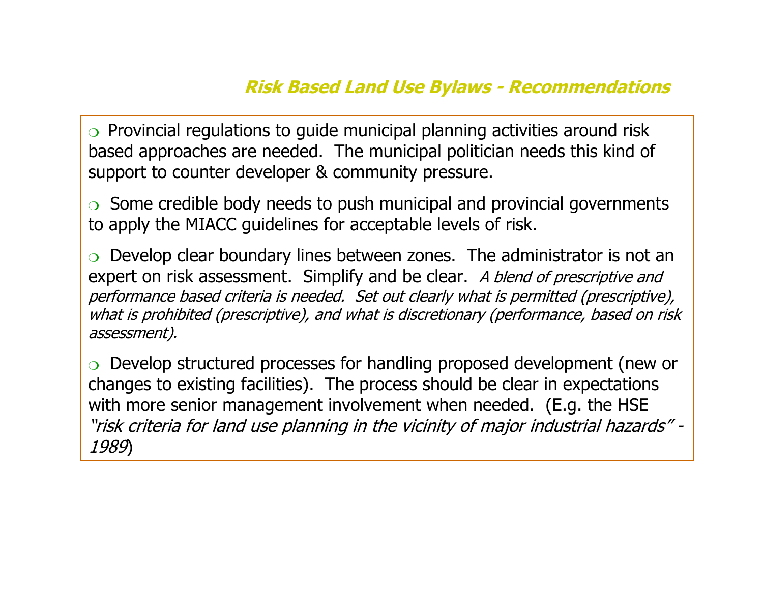## *Risk Based Land Use Bylaws - Recommendations*

- Provincial regulations to guide municipal planning activities around risk based approaches are needed. The municipal politician needs this kind of support to counter developer & community pressure.

- Some credible body needs to push municipal and provincial governments to apply the MIACC guidelines for acceptable levels of risk.

- Develop clear boundary lines between zones. The administrator is not an expert on risk assessment. Simplify and be clear. *A blend of prescriptive and performance based criteria is needed. Set out clearly what is permitted (prescriptive), what is prohibited (prescriptive), and what is discretionary (performance, based on risk assessment).*

- Develop structured processes for handling proposed development (new or changes to existing facilities). The process should be clear in expectations with more senior management involvement when needed. (E.g. the HSE *"risk criteria for land use planning in the vicinity of major industrial hazards" - 1989*)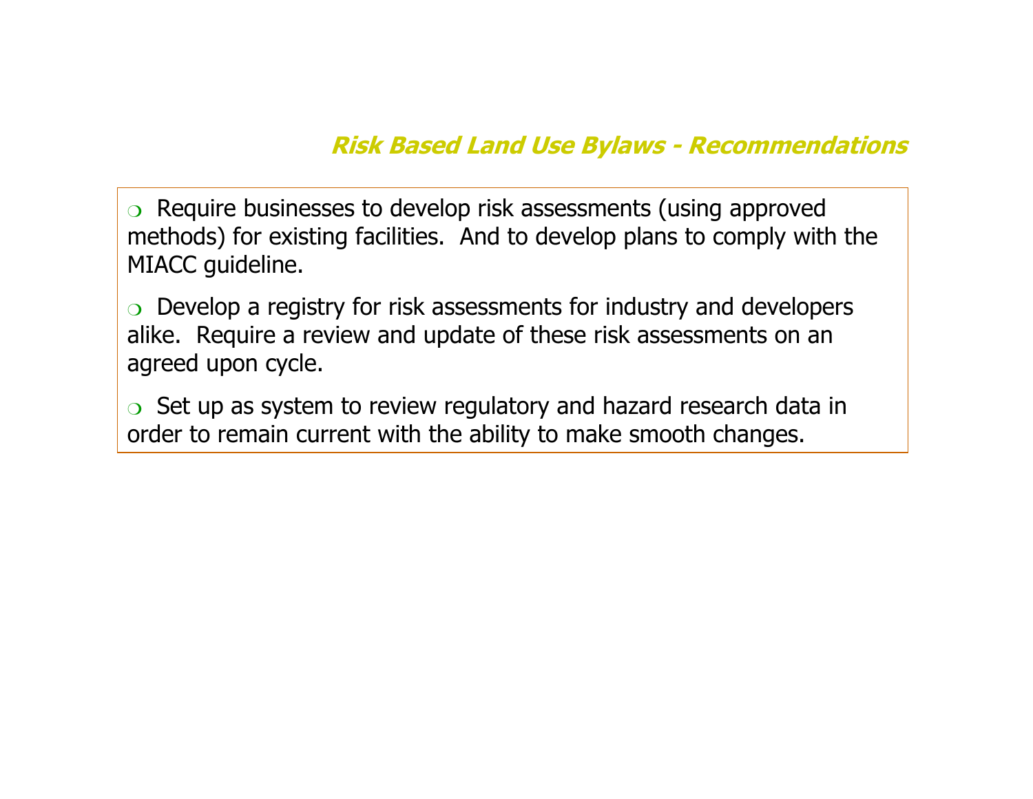## *Risk Based Land Use Bylaws - Recommendations*

- Require businesses to develop risk assessments (using approved methods) for existing facilities.  And to develop plans to comply with the MIACC guideline.
- Develop a registry for risk assessments for industry and developers alike.  Require a review and update of these risk assessments on an agreed upon cycle.
- Set up as system to review regulatory and hazard research data in order to remain current with the ability to make smooth changes.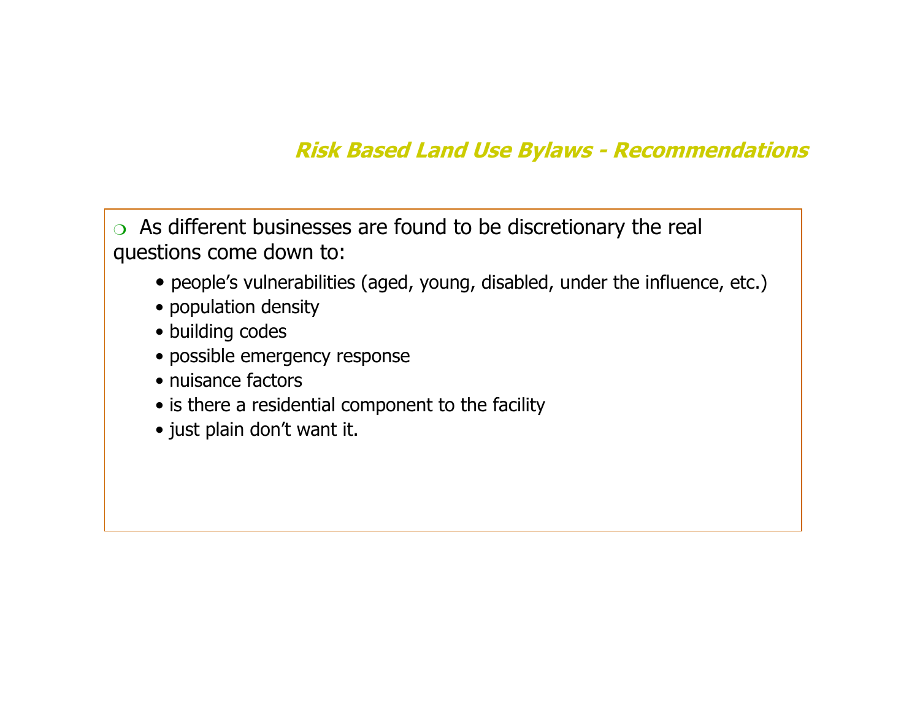## *Risk Based Land Use Bylaws - Recommendations*

- As different businesses are found to be discretionary the real questions come down to:
  - people’s vulnerabilities (aged, young, disabled, under the influence, etc.)
  - population density
  - building codes
  - possible emergency response
  - nuisance factors
  - is there a residential component to the facility
  - just plain don’t want it.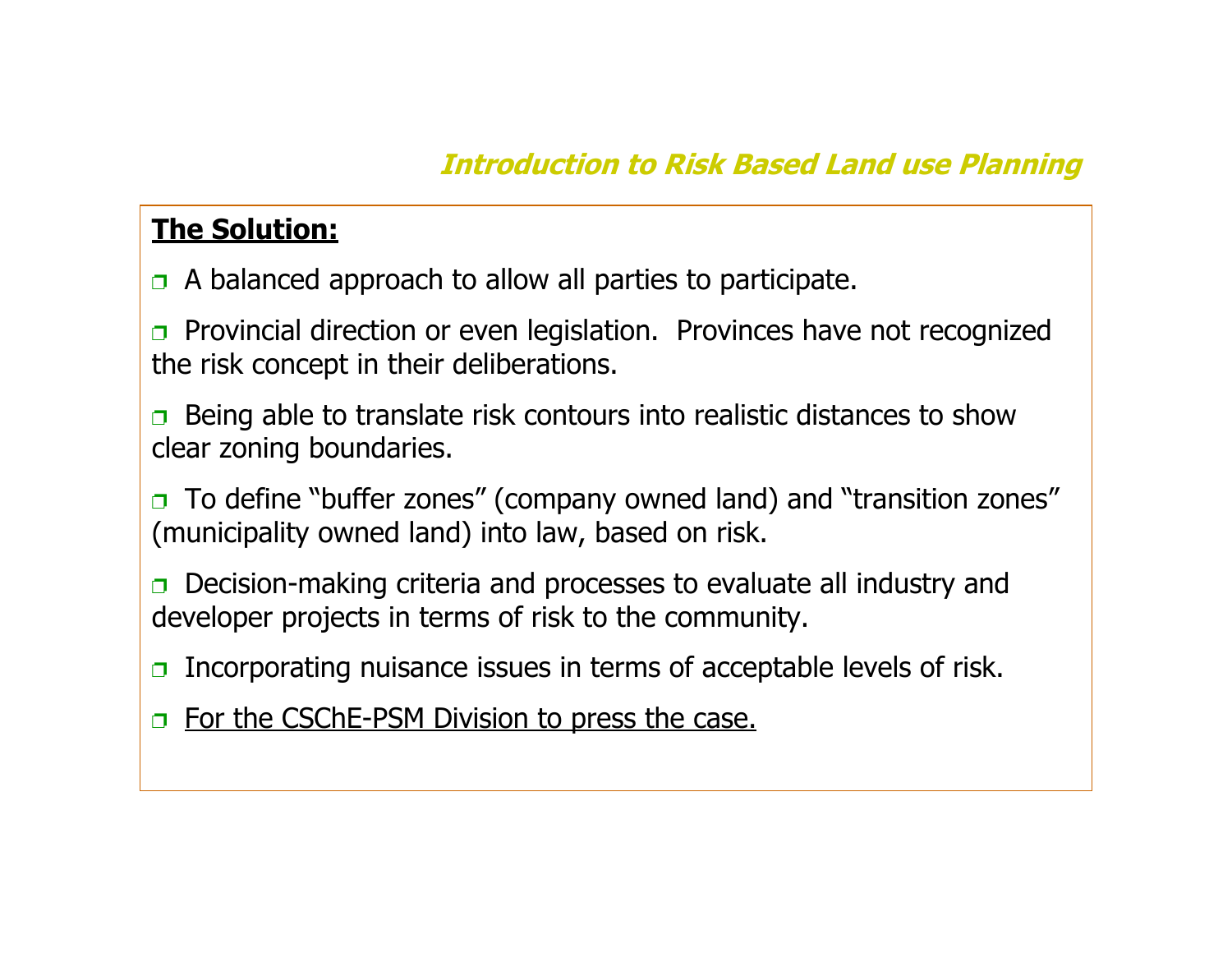*Introduction to Risk Based Land use Planning*

**<u>The Solution:</u>**

- A balanced approach to allow all parties to participate.
- Provincial direction or even legislation. Provinces have not recognized the risk concept in their deliberations.
- Being able to translate risk contours into realistic distances to show clear zoning boundaries.
- To define "buffer zones" (company owned land) and "transition zones" (municipality owned land) into law, based on risk.
- Decision-making criteria and processes to evaluate all industry and developer projects in terms of risk to the community.
- Incorporating nuisance issues in terms of acceptable levels of risk.
- <u>For the CSChE-PSM Division to press the case.</u>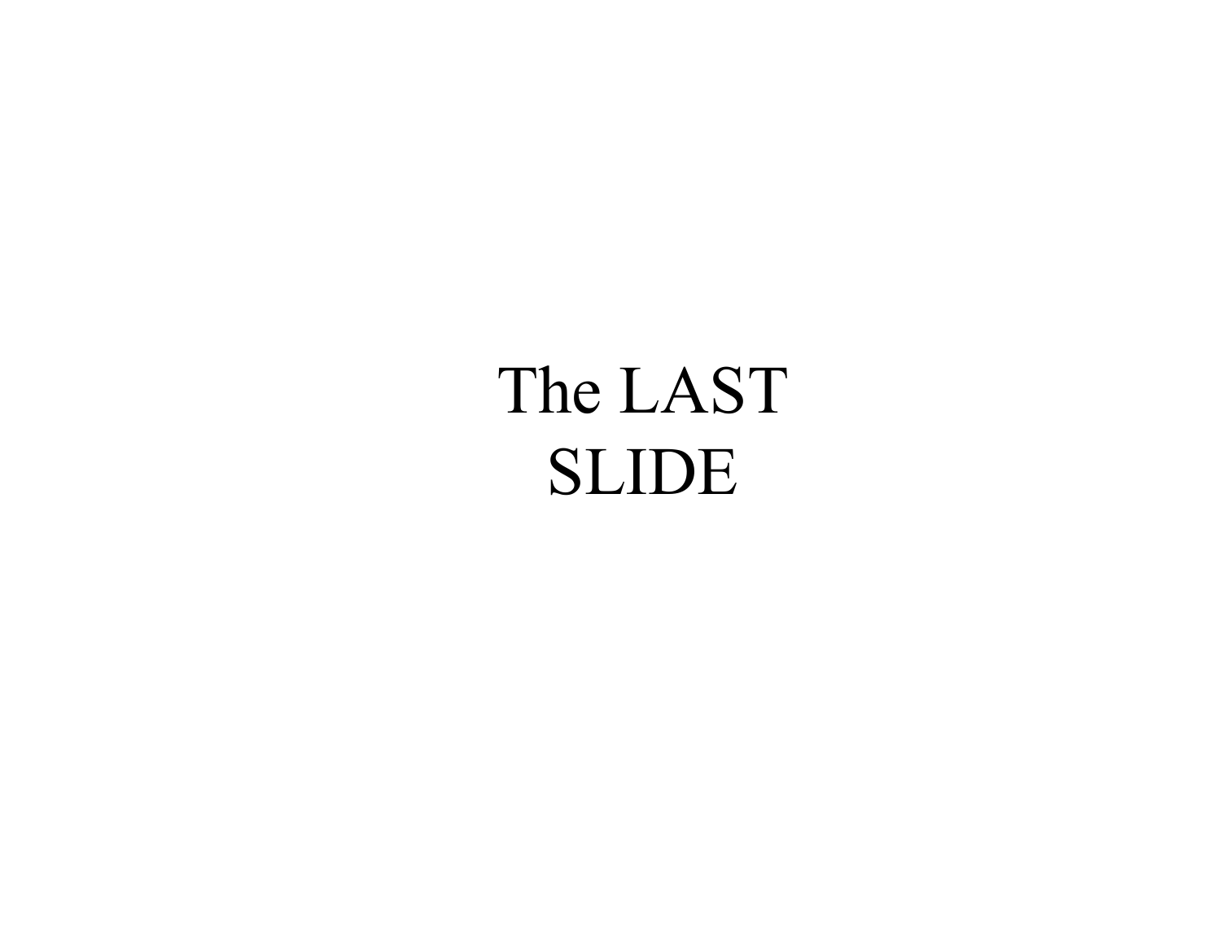# The LAST SLIDE